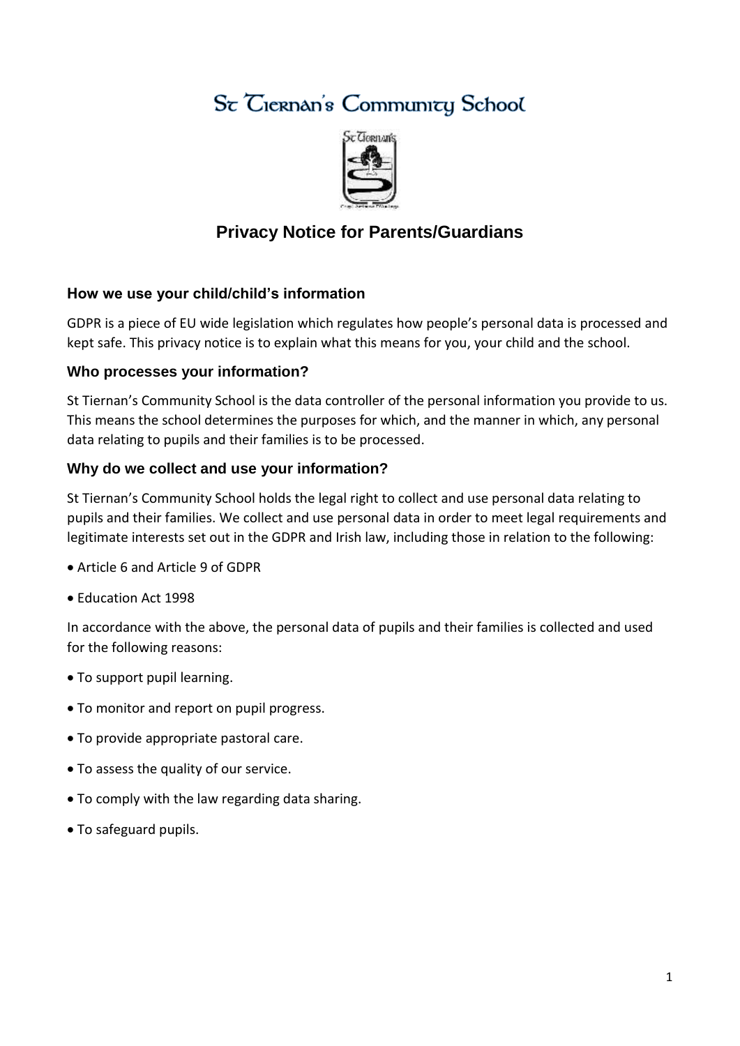# St Tiernan's Community School

## Privacy Notice for Parents/Guardians

### How we use your child/child's information

GDPR is a piece of EU wide legislation which regulates how people's personal data is processed and kept safe. This privacy notice is to explain what this means for you, your child and the school.

### Who processes your information?

St Tiernan's Community School is the data controller of the personal information you provide to us. This means the school determines the purposes for which, and the manner in which, any personal data relating to pupils and their families is to be processed.

### Why do we collect and use your information?

St Tiernan's Community School holds the legal right to collect and use personal data relating to pupils and their families. We collect and use personal data in order to meet legal requirements and legitimate interests set out in the GDPR and Irish law, including those in relation to the following:

- Article 6 and Article 9 of GDPR
- Education Act 1998

In accordance with the above, the personal data of pupils and their families is collected and used for the following reasons:

- To support pupil learning.
- To monitor and report on pupil progress.
- To provide appropriate pastoral care.
- To assess the quality of our service.
- To comply with the law regarding data sharing.
- To safeguard pupils.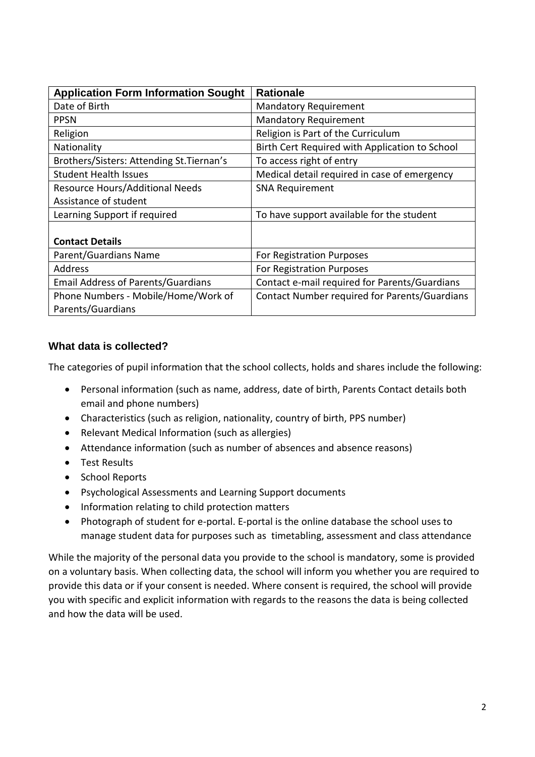| Application Form Information Sought | Rationale |
|---|---|
| Date of Birth | Mandatory Requirement |
| PPSN | Mandatory Requirement |
| Religion | Religion is Part of the Curriculum |
| Nationality | Birth Cert Required with Application to School |
| Brothers/Sisters: Attending St.Tiernan's | To access right of entry |
| Student Health Issues | Medical detail required in case of emergency |
| Resource Hours/Additional Needs Assistance of student | SNA Requirement |
| Learning Support if required | To have support available for the student |
| **Contact Details** | |
| Parent/Guardians Name | For Registration Purposes |
| Address | For Registration Purposes |
| Email Address of Parents/Guardians | Contact e-mail required for Parents/Guardians |
| Phone Numbers - Mobile/Home/Work of Parents/Guardians | Contact Number required for Parents/Guardians |

### What data is collected?

The categories of pupil information that the school collects, holds and shares include the following:

- Personal information (such as name, address, date of birth, Parents Contact details both email and phone numbers)
- Characteristics (such as religion, nationality, country of birth, PPS number)
- Relevant Medical Information (such as allergies)
- Attendance information (such as number of absences and absence reasons)
- Test Results
- School Reports
- Psychological Assessments and Learning Support documents
- Information relating to child protection matters
- Photograph of student for e-portal. E-portal is the online database the school uses to manage student data for purposes such as timetabling, assessment and class attendance

While the majority of the personal data you provide to the school is mandatory, some is provided on a voluntary basis. When collecting data, the school will inform you whether you are required to provide this data or if your consent is needed. Where consent is required, the school will provide you with specific and explicit information with regards to the reasons the data is being collected and how the data will be used.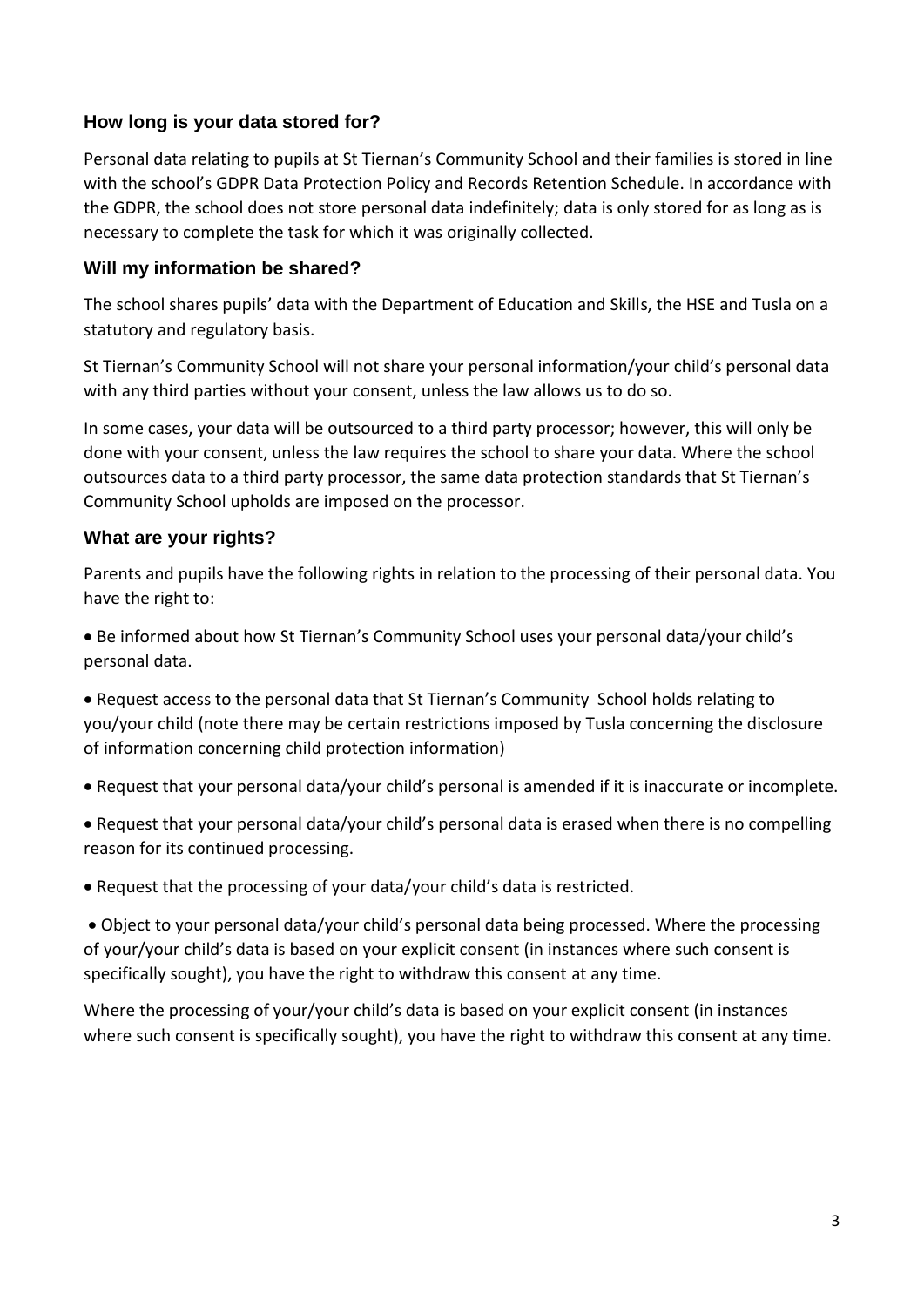## How long is your data stored for?

Personal data relating to pupils at St Tiernan's Community School and their families is stored in line with the school's GDPR Data Protection Policy and Records Retention Schedule. In accordance with the GDPR, the school does not store personal data indefinitely; data is only stored for as long as is necessary to complete the task for which it was originally collected.

## Will my information be shared?

The school shares pupils' data with the Department of Education and Skills, the HSE and Tusla on a statutory and regulatory basis.

St Tiernan's Community School will not share your personal information/your child's personal data with any third parties without your consent, unless the law allows us to do so.

In some cases, your data will be outsourced to a third party processor; however, this will only be done with your consent, unless the law requires the school to share your data. Where the school outsources data to a third party processor, the same data protection standards that St Tiernan's Community School upholds are imposed on the processor.

## What are your rights?

Parents and pupils have the following rights in relation to the processing of their personal data. You have the right to:

- Be informed about how St Tiernan's Community School uses your personal data/your child's personal data.
- Request access to the personal data that St Tiernan's Community School holds relating to you/your child (note there may be certain restrictions imposed by Tusla concerning the disclosure of information concerning child protection information)
- Request that your personal data/your child's personal is amended if it is inaccurate or incomplete.
- Request that your personal data/your child's personal data is erased when there is no compelling reason for its continued processing.
- Request that the processing of your data/your child's data is restricted.
- Object to your personal data/your child's personal data being processed. Where the processing of your/your child's data is based on your explicit consent (in instances where such consent is specifically sought), you have the right to withdraw this consent at any time.

Where the processing of your/your child's data is based on your explicit consent (in instances where such consent is specifically sought), you have the right to withdraw this consent at any time.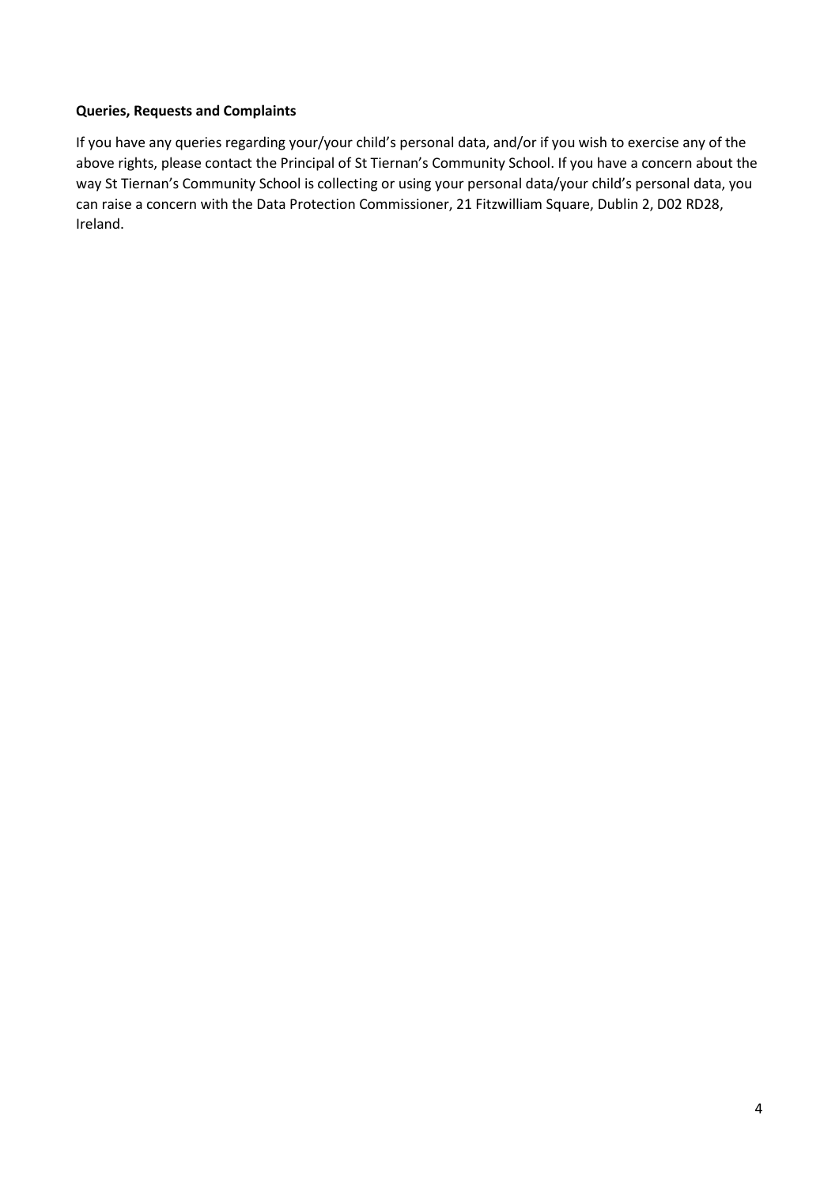**Queries, Requests and Complaints**

If you have any queries regarding your/your child's personal data, and/or if you wish to exercise any of the above rights, please contact the Principal of St Tiernan's Community School. If you have a concern about the way St Tiernan's Community School is collecting or using your personal data/your child's personal data, you can raise a concern with the Data Protection Commissioner, 21 Fitzwilliam Square, Dublin 2, D02 RD28, Ireland.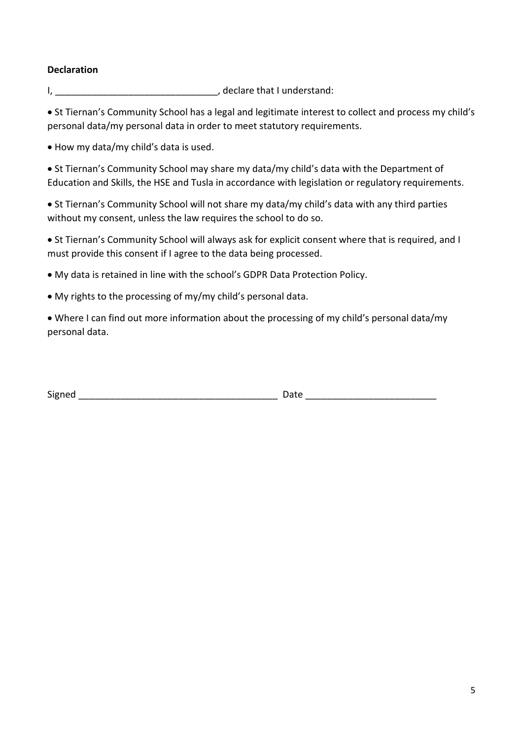**Declaration**

I, ______________________________, declare that I understand:

- St Tiernan's Community School has a legal and legitimate interest to collect and process my child's personal data/my personal data in order to meet statutory requirements.
- How my data/my child's data is used.
- St Tiernan's Community School may share my data/my child's data with the Department of Education and Skills, the HSE and Tusla in accordance with legislation or regulatory requirements.
- St Tiernan's Community School will not share my data/my child's data with any third parties without my consent, unless the law requires the school to do so.
- St Tiernan's Community School will always ask for explicit consent where that is required, and I must provide this consent if I agree to the data being processed.
- My data is retained in line with the school's GDPR Data Protection Policy.
- My rights to the processing of my/my child's personal data.
- Where I can find out more information about the processing of my child's personal data/my personal data.

Signed ______________________________________ Date _________________________